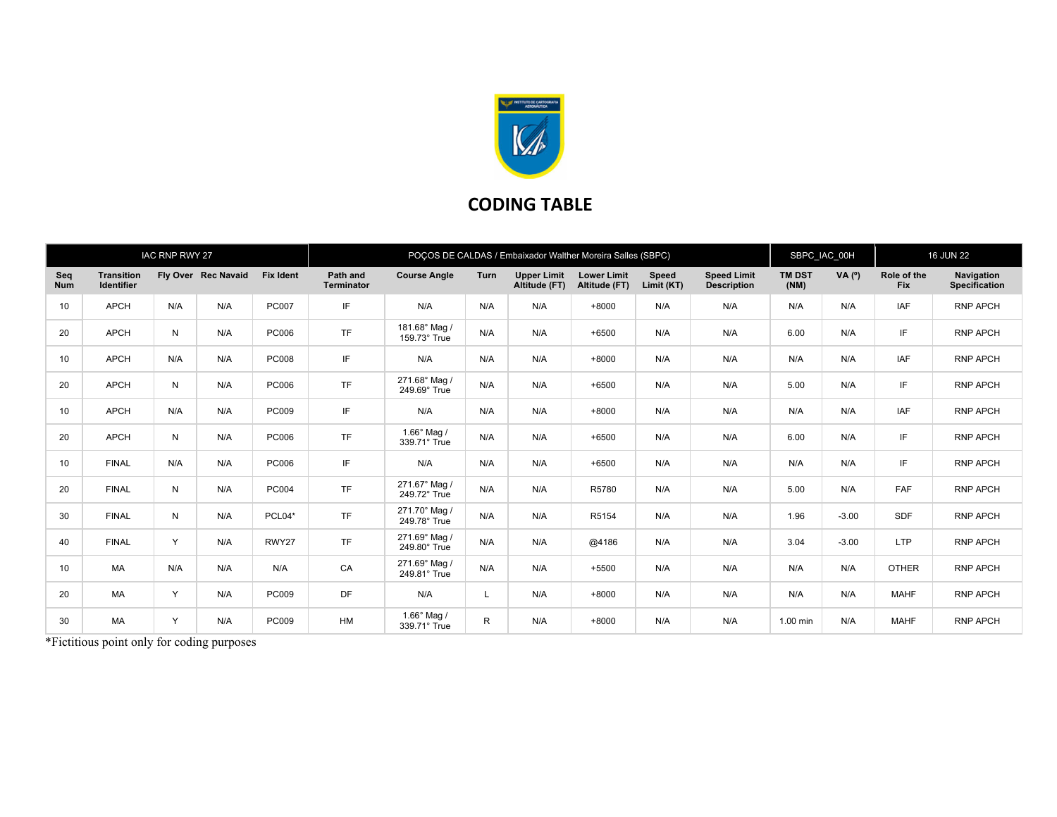# CODING TABLE

| IAC RNP RWY 27 | | | | | POÇOS DE CALDAS / Embaixador Walther Moreira Salles (SBPC) | | | | | | | SBPC_IAC_00H | | 16 JUN 22 | |
|---|---|---|---|---|---|---|---|---|---|---|---|---|---|---|---|
| **Seq Num** | **Transition Identifier** | **Fly Over** | **Rec Navaid** | **Fix Ident** | **Path and Terminator** | **Course Angle** | **Turn** | **Upper Limit Altitude (FT)** | **Lower Limit Altitude (FT)** | **Speed Limit (KT)** | **Speed Limit Description** | **TM DST (NM)** | **VA (º)** | **Role of the Fix** | **Navigation Specification** |
| 10 | APCH | N/A | N/A | PC007 | IF | N/A | N/A | N/A | +8000 | N/A | N/A | N/A | N/A | IAF | RNP APCH |
| 20 | APCH | N | N/A | PC006 | TF | 181.68° Mag / 159.73° True | N/A | N/A | +6500 | N/A | N/A | 6.00 | N/A | IF | RNP APCH |
| 10 | APCH | N/A | N/A | PC008 | IF | N/A | N/A | N/A | +8000 | N/A | N/A | N/A | N/A | IAF | RNP APCH |
| 20 | APCH | N | N/A | PC006 | TF | 271.68° Mag / 249.69° True | N/A | N/A | +6500 | N/A | N/A | 5.00 | N/A | IF | RNP APCH |
| 10 | APCH | N/A | N/A | PC009 | IF | N/A | N/A | N/A | +8000 | N/A | N/A | N/A | N/A | IAF | RNP APCH |
| 20 | APCH | N | N/A | PC006 | TF | 1.66° Mag / 339.71° True | N/A | N/A | +6500 | N/A | N/A | 6.00 | N/A | IF | RNP APCH |
| 10 | FINAL | N/A | N/A | PC006 | IF | N/A | N/A | N/A | +6500 | N/A | N/A | N/A | N/A | IF | RNP APCH |
| 20 | FINAL | N | N/A | PC004 | TF | 271.67° Mag / 249.72° True | N/A | N/A | R5780 | N/A | N/A | 5.00 | N/A | FAF | RNP APCH |
| 30 | FINAL | N | N/A | PCL04* | TF | 271.70° Mag / 249.78° True | N/A | N/A | R5154 | N/A | N/A | 1.96 | -3.00 | SDF | RNP APCH |
| 40 | FINAL | Y | N/A | RWY27 | TF | 271.69° Mag / 249.80° True | N/A | N/A | @4186 | N/A | N/A | 3.04 | -3.00 | LTP | RNP APCH |
| 10 | MA | N/A | N/A | N/A | CA | 271.69° Mag / 249.81° True | N/A | N/A | +5500 | N/A | N/A | N/A | N/A | OTHER | RNP APCH |
| 20 | MA | Y | N/A | PC009 | DF | N/A | L | N/A | +8000 | N/A | N/A | N/A | N/A | MAHF | RNP APCH |
| 30 | MA | Y | N/A | PC009 | HM | 1.66° Mag / 339.71° True | R | N/A | +8000 | N/A | N/A | 1.00 min | N/A | MAHF | RNP APCH |

*Fictitious point only for coding purposes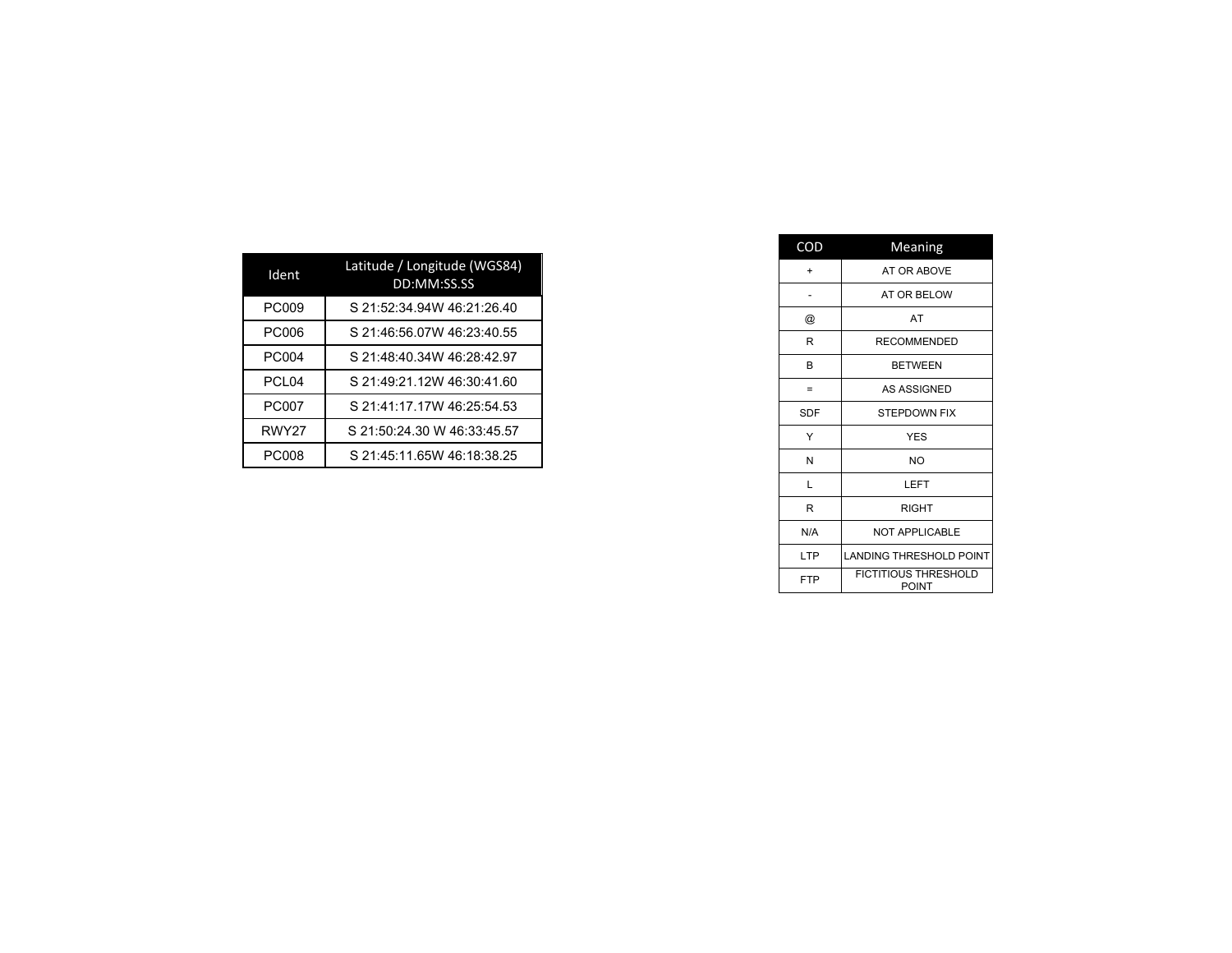| Ident | Latitude / Longitude (WGS84) DD:MM:SS.SS |
| --- | --- |
| PC009 | S 21:52:34.94W 46:21:26.40 |
| PC006 | S 21:46:56.07W 46:23:40.55 |
| PC004 | S 21:48:40.34W 46:28:42.97 |
| PCL04 | S 21:49:21.12W 46:30:41.60 |
| PC007 | S 21:41:17.17W 46:25:54.53 |
| RWY27 | S 21:50:24.30 W 46:33:45.57 |
| PC008 | S 21:45:11.65W 46:18:38.25 |

| COD | Meaning |
| --- | --- |
| + | AT OR ABOVE |
| - | AT OR BELOW |
| @ | AT |
| R | RECOMMENDED |
| B | BETWEEN |
| = | AS ASSIGNED |
| SDF | STEPDOWN FIX |
| Y | YES |
| N | NO |
| L | LEFT |
| R | RIGHT |
| N/A | NOT APPLICABLE |
| LTP | LANDING THRESHOLD POINT |
| FTP | FICTITIOUS THRESHOLD POINT |